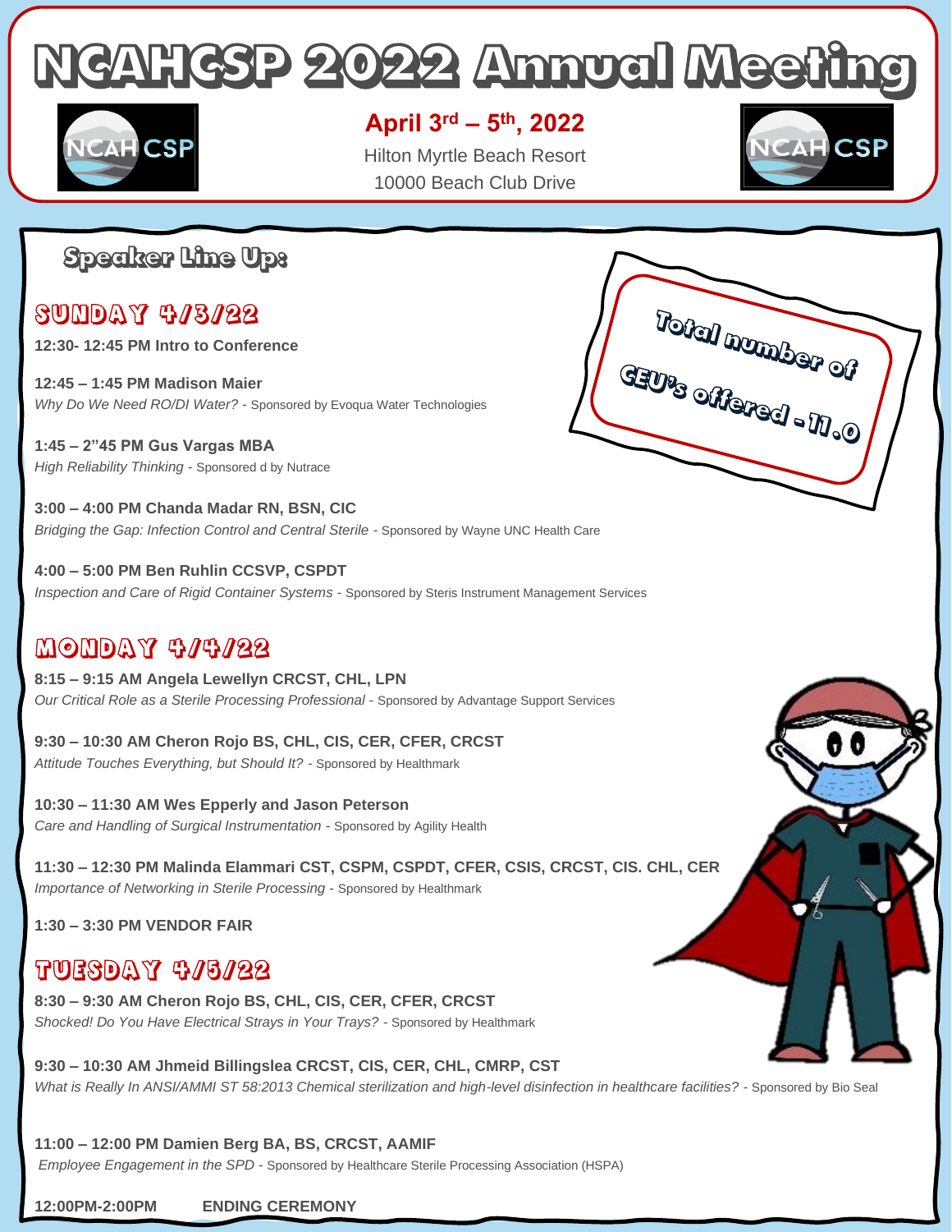# NCAHCSP 2022 Annual Meeting

**April 3rd – 5th, 2022**

Hilton Myrtle Beach Resort
10000 Beach Club Drive

## Speaker Line Up:

**Total number of CEU's offered - 11.0**

### SUNDAY 4/3/22

**12:30- 12:45 PM Intro to Conference**

**12:45 – 1:45 PM Madison Maier**
*Why Do We Need RO/DI Water?* - Sponsored by Evoqua Water Technologies

**1:45 – 2"45 PM Gus Vargas MBA**
*High Reliability Thinking* - Sponsored d by Nutrace

**3:00 – 4:00 PM Chanda Madar RN, BSN, CIC**
*Bridging the Gap: Infection Control and Central Sterile* - Sponsored by Wayne UNC Health Care

**4:00 – 5:00 PM Ben Ruhlin CCSVP, CSPDT**
*Inspection and Care of Rigid Container Systems* - Sponsored by Steris Instrument Management Services

### MONDAY 4/4/22

**8:15 – 9:15 AM Angela Lewellyn CRCST, CHL, LPN**
*Our Critical Role as a Sterile Processing Professional* - Sponsored by Advantage Support Services

**9:30 – 10:30 AM Cheron Rojo BS, CHL, CIS, CER, CFER, CRCST**
*Attitude Touches Everything, but Should It?* - Sponsored by Healthmark

**10:30 – 11:30 AM Wes Epperly and Jason Peterson**
*Care and Handling of Surgical Instrumentation* - Sponsored by Agility Health

**11:30 – 12:30 PM Malinda Elammari CST, CSPM, CSPDT, CFER, CSIS, CRCST, CIS. CHL, CER**
*Importance of Networking in Sterile Processing* - Sponsored by Healthmark

**1:30 – 3:30 PM VENDOR FAIR**

### TUESDAY 4/5/22

**8:30 – 9:30 AM Cheron Rojo BS, CHL, CIS, CER, CFER, CRCST**
*Shocked! Do You Have Electrical Strays in Your Trays?* - Sponsored by Healthmark

**9:30 – 10:30 AM Jhmeid Billingslea CRCST, CIS, CER, CHL, CMRP, CST**
*What is Really In ANSI/AMMI ST 58:2013 Chemical sterilization and high-level disinfection in healthcare facilities?* - Sponsored by Bio Seal

**11:00 – 12:00 PM Damien Berg BA, BS, CRCST, AAMIF**
*Employee Engagement in the SPD* - Sponsored by Healthcare Sterile Processing Association (HSPA)

**12:00PM-2:00PM ENDING CEREMONY**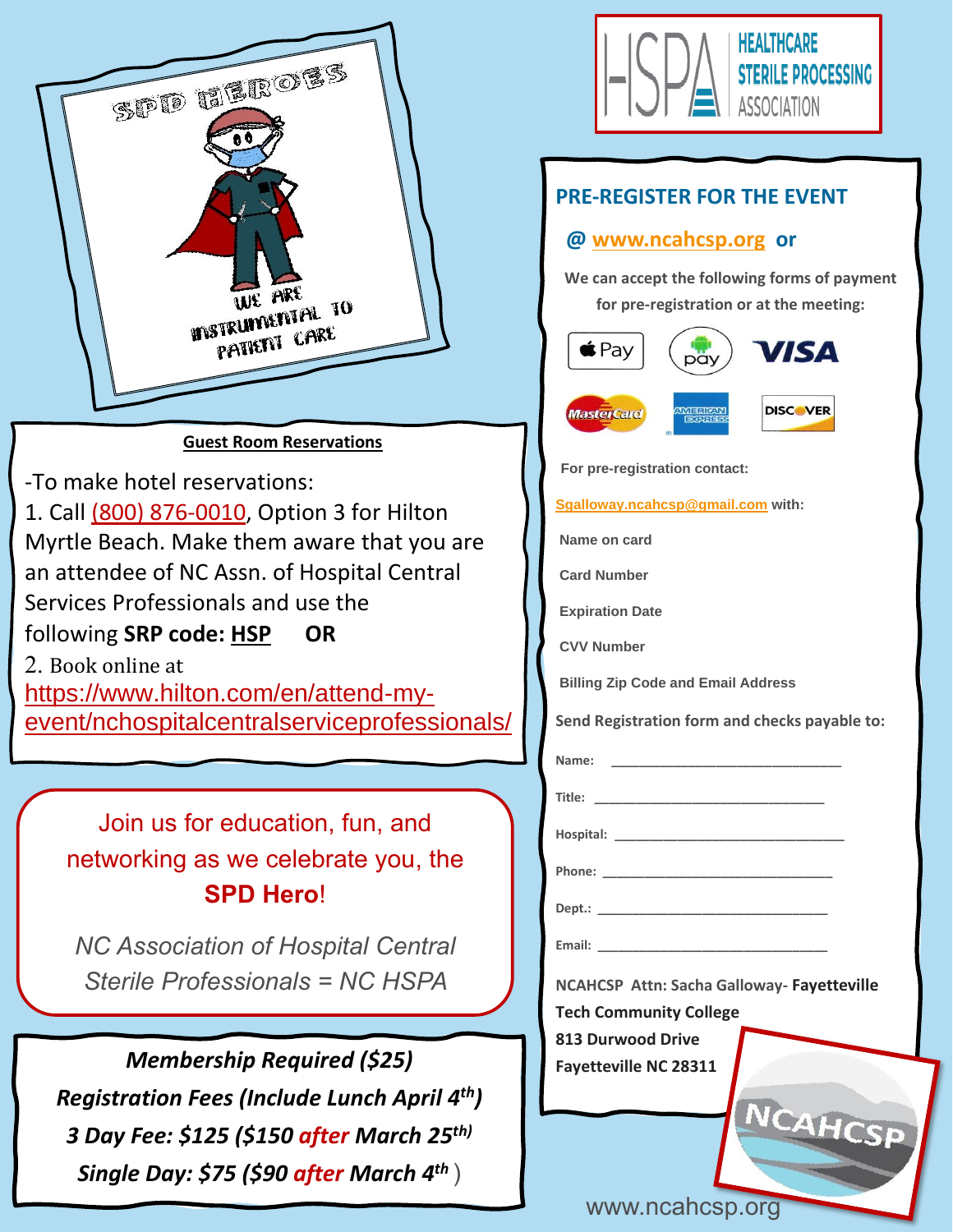SPD HEROES

WE ARE INSTRUMENTAL TO PATIENT CARE

HEALTHCARE STERILE PROCESSING ASSOCIATION

## PRE-REGISTER FOR THE EVENT

@ www.ncahcsp.org or

We can accept the following forms of payment for pre-registration or at the meeting:

Apple Pay, Android Pay, VISA, MasterCard, American Express, Discover

For pre-registration contact:

Sgalloway.ncahcsp@gmail.com with:

Name on card

Card Number

Expiration Date

CVV Number

Billing Zip Code and Email Address

Send Registration form and checks payable to:

Name: ______________________________

Title: ______________________________

Hospital: ______________________________

Phone: ______________________________

Dept.: ______________________________

Email: ______________________________

NCAHCSP Attn: Sacha Galloway- **Fayetteville Tech Community College**
**813 Durwood Drive**
**Fayetteville NC 28311**

NCAHCSP

www.ncahcsp.org

### Guest Room Reservations

-To make hotel reservations:

1. Call (800) 876-0010, Option 3 for Hilton Myrtle Beach. Make them aware that you are an attendee of NC Assn. of Hospital Central Services Professionals and use the following **SRP code: HSP** **OR**
2. Book online at https://www.hilton.com/en/attend-my-event/nchospitalcentralserviceprofessionals/

Join us for education, fun, and networking as we celebrate you, the **SPD Hero**!

*NC Association of Hospital Central Sterile Professionals = NC HSPA*

***Membership Required ($25)***

***Registration Fees (Include Lunch April 4th)***

***3 Day Fee: $125 ($150 after March 25th)***

***Single Day: $75 ($90 after March 4th )***